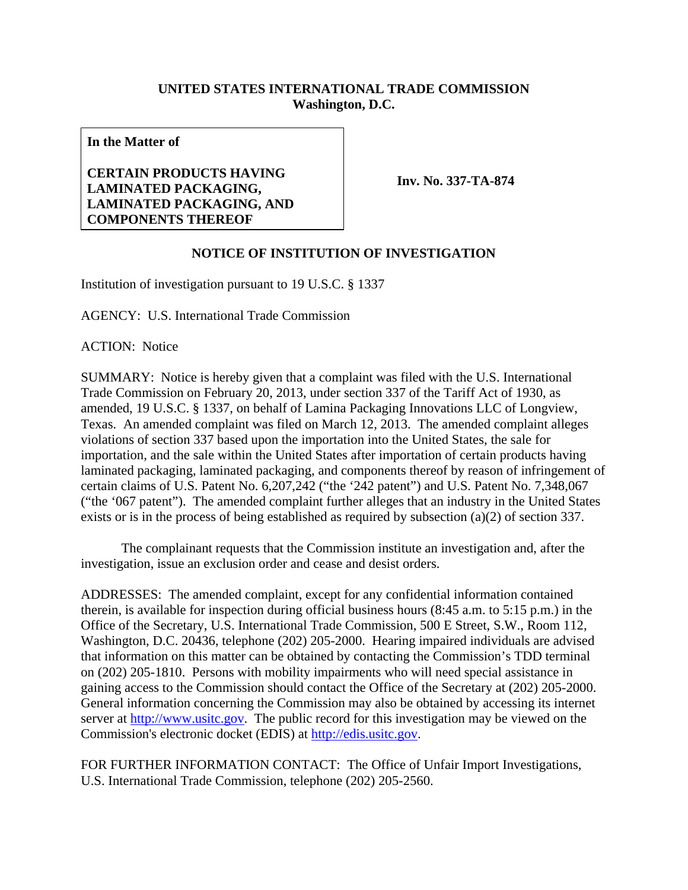**UNITED STATES INTERNATIONAL TRADE COMMISSION**
**Washington, D.C.**

| **In the Matter of**<br><br>**CERTAIN PRODUCTS HAVING LAMINATED PACKAGING, LAMINATED PACKAGING, AND COMPONENTS THEREOF** | **Inv. No. 337-TA-874** |
|---|---|

## NOTICE OF INSTITUTION OF INVESTIGATION

Institution of investigation pursuant to 19 U.S.C. § 1337

AGENCY: U.S. International Trade Commission

ACTION: Notice

SUMMARY: Notice is hereby given that a complaint was filed with the U.S. International Trade Commission on February 20, 2013, under section 337 of the Tariff Act of 1930, as amended, 19 U.S.C. § 1337, on behalf of Lamina Packaging Innovations LLC of Longview, Texas. An amended complaint was filed on March 12, 2013. The amended complaint alleges violations of section 337 based upon the importation into the United States, the sale for importation, and the sale within the United States after importation of certain products having laminated packaging, laminated packaging, and components thereof by reason of infringement of certain claims of U.S. Patent No. 6,207,242 ("the '242 patent") and U.S. Patent No. 7,348,067 ("the '067 patent"). The amended complaint further alleges that an industry in the United States exists or is in the process of being established as required by subsection (a)(2) of section 337.

The complainant requests that the Commission institute an investigation and, after the investigation, issue an exclusion order and cease and desist orders.

ADDRESSES: The amended complaint, except for any confidential information contained therein, is available for inspection during official business hours (8:45 a.m. to 5:15 p.m.) in the Office of the Secretary, U.S. International Trade Commission, 500 E Street, S.W., Room 112, Washington, D.C. 20436, telephone (202) 205-2000. Hearing impaired individuals are advised that information on this matter can be obtained by contacting the Commission's TDD terminal on (202) 205-1810. Persons with mobility impairments who will need special assistance in gaining access to the Commission should contact the Office of the Secretary at (202) 205-2000. General information concerning the Commission may also be obtained by accessing its internet server at http://www.usitc.gov. The public record for this investigation may be viewed on the Commission's electronic docket (EDIS) at http://edis.usitc.gov.

FOR FURTHER INFORMATION CONTACT: The Office of Unfair Import Investigations, U.S. International Trade Commission, telephone (202) 205-2560.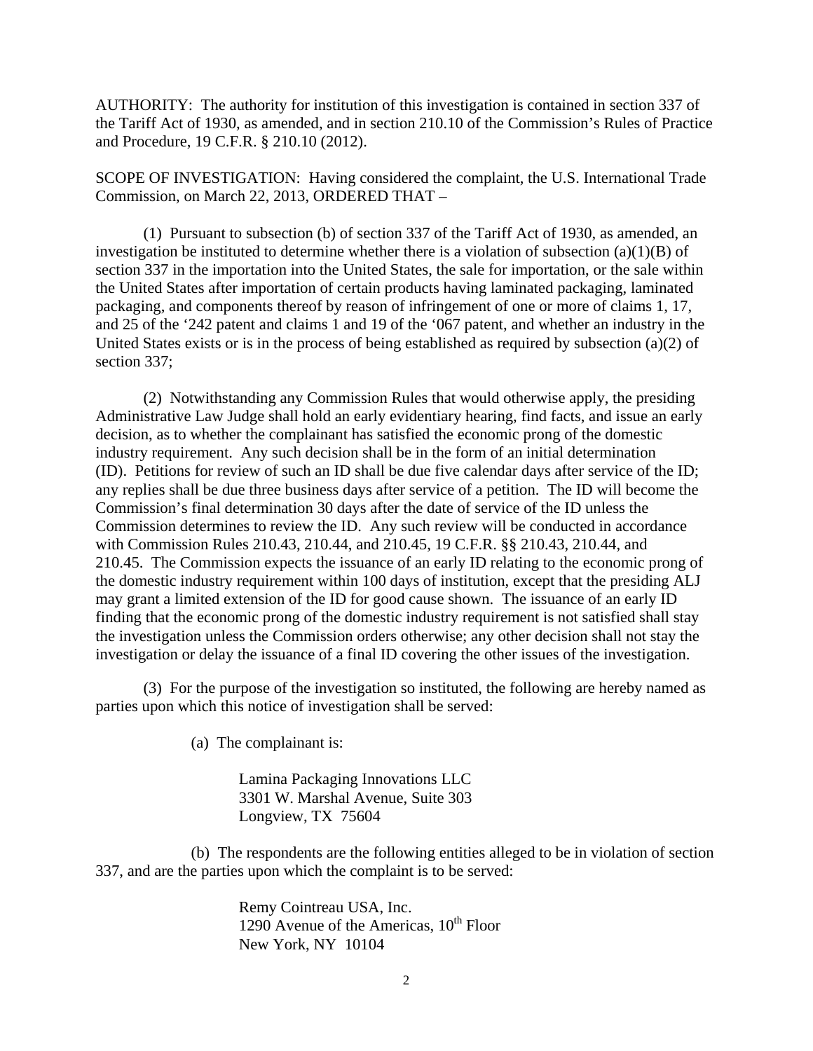AUTHORITY: The authority for institution of this investigation is contained in section 337 of the Tariff Act of 1930, as amended, and in section 210.10 of the Commission's Rules of Practice and Procedure, 19 C.F.R. § 210.10 (2012).

SCOPE OF INVESTIGATION: Having considered the complaint, the U.S. International Trade Commission, on March 22, 2013, ORDERED THAT –

(1) Pursuant to subsection (b) of section 337 of the Tariff Act of 1930, as amended, an investigation be instituted to determine whether there is a violation of subsection (a)(1)(B) of section 337 in the importation into the United States, the sale for importation, or the sale within the United States after importation of certain products having laminated packaging, laminated packaging, and components thereof by reason of infringement of one or more of claims 1, 17, and 25 of the '242 patent and claims 1 and 19 of the '067 patent, and whether an industry in the United States exists or is in the process of being established as required by subsection (a)(2) of section 337;

(2) Notwithstanding any Commission Rules that would otherwise apply, the presiding Administrative Law Judge shall hold an early evidentiary hearing, find facts, and issue an early decision, as to whether the complainant has satisfied the economic prong of the domestic industry requirement. Any such decision shall be in the form of an initial determination (ID). Petitions for review of such an ID shall be due five calendar days after service of the ID; any replies shall be due three business days after service of a petition. The ID will become the Commission's final determination 30 days after the date of service of the ID unless the Commission determines to review the ID. Any such review will be conducted in accordance with Commission Rules 210.43, 210.44, and 210.45, 19 C.F.R. §§ 210.43, 210.44, and 210.45. The Commission expects the issuance of an early ID relating to the economic prong of the domestic industry requirement within 100 days of institution, except that the presiding ALJ may grant a limited extension of the ID for good cause shown. The issuance of an early ID finding that the economic prong of the domestic industry requirement is not satisfied shall stay the investigation unless the Commission orders otherwise; any other decision shall not stay the investigation or delay the issuance of a final ID covering the other issues of the investigation.

(3) For the purpose of the investigation so instituted, the following are hereby named as parties upon which this notice of investigation shall be served:

(a) The complainant is:

Lamina Packaging Innovations LLC
3301 W. Marshal Avenue, Suite 303
Longview, TX 75604

(b) The respondents are the following entities alleged to be in violation of section 337, and are the parties upon which the complaint is to be served:

Remy Cointreau USA, Inc.
1290 Avenue of the Americas, 10th Floor
New York, NY 10104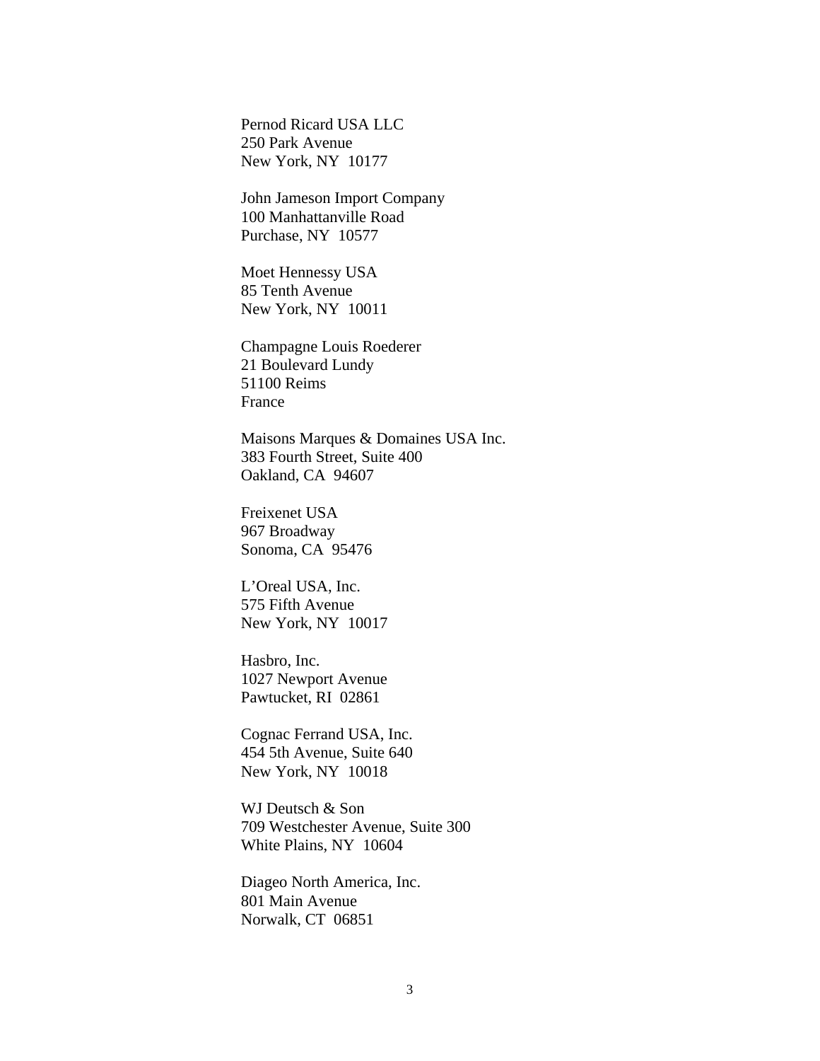Pernod Ricard USA LLC
250 Park Avenue
New York, NY 10177

John Jameson Import Company
100 Manhattanville Road
Purchase, NY 10577

Moet Hennessy USA
85 Tenth Avenue
New York, NY 10011

Champagne Louis Roederer
21 Boulevard Lundy
51100 Reims
France

Maisons Marques & Domaines USA Inc.
383 Fourth Street, Suite 400
Oakland, CA 94607

Freixenet USA
967 Broadway
Sonoma, CA 95476

L'Oreal USA, Inc.
575 Fifth Avenue
New York, NY 10017

Hasbro, Inc.
1027 Newport Avenue
Pawtucket, RI 02861

Cognac Ferrand USA, Inc.
454 5th Avenue, Suite 640
New York, NY 10018

WJ Deutsch & Son
709 Westchester Avenue, Suite 300
White Plains, NY 10604

Diageo North America, Inc.
801 Main Avenue
Norwalk, CT 06851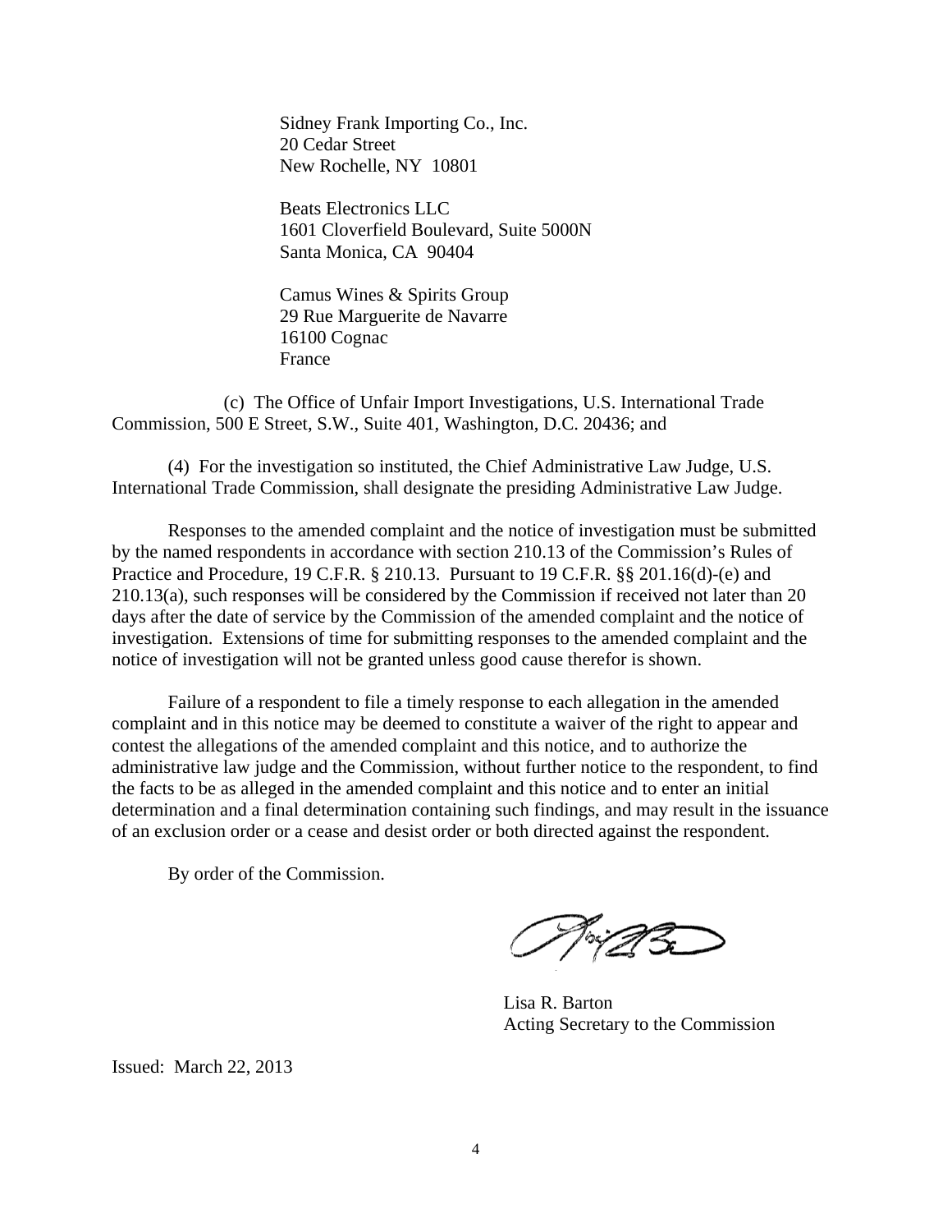Sidney Frank Importing Co., Inc.
20 Cedar Street
New Rochelle, NY 10801

Beats Electronics LLC
1601 Cloverfield Boulevard, Suite 5000N
Santa Monica, CA 90404

Camus Wines & Spirits Group
29 Rue Marguerite de Navarre
16100 Cognac
France

(c) The Office of Unfair Import Investigations, U.S. International Trade Commission, 500 E Street, S.W., Suite 401, Washington, D.C. 20436; and

(4) For the investigation so instituted, the Chief Administrative Law Judge, U.S. International Trade Commission, shall designate the presiding Administrative Law Judge.

Responses to the amended complaint and the notice of investigation must be submitted by the named respondents in accordance with section 210.13 of the Commission's Rules of Practice and Procedure, 19 C.F.R. § 210.13. Pursuant to 19 C.F.R. §§ 201.16(d)-(e) and 210.13(a), such responses will be considered by the Commission if received not later than 20 days after the date of service by the Commission of the amended complaint and the notice of investigation. Extensions of time for submitting responses to the amended complaint and the notice of investigation will not be granted unless good cause therefor is shown.

Failure of a respondent to file a timely response to each allegation in the amended complaint and in this notice may be deemed to constitute a waiver of the right to appear and contest the allegations of the amended complaint and this notice, and to authorize the administrative law judge and the Commission, without further notice to the respondent, to find the facts to be as alleged in the amended complaint and this notice and to enter an initial determination and a final determination containing such findings, and may result in the issuance of an exclusion order or a cease and desist order or both directed against the respondent.

By order of the Commission.

Lisa R. Barton
Acting Secretary to the Commission

Issued: March 22, 2013